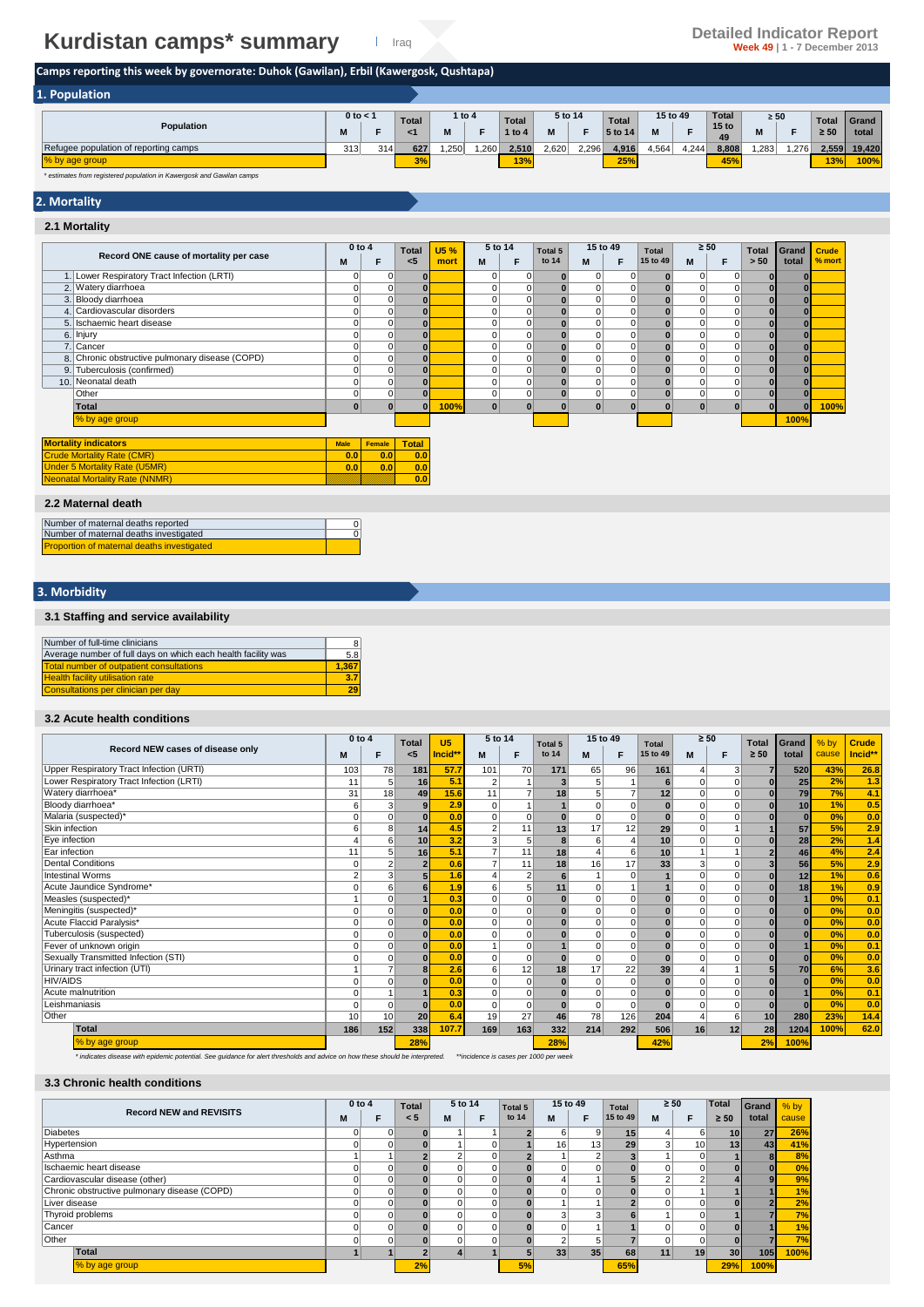# Kurdistan camps* summary

Iraq

**Detailed Indicator Report**
**Week 49** | 1 - 7 December 2013

**Camps reporting this week by governorate: Duhok (Gawilan), Erbil (Kawergosk, Qushtapa)**

## 1. Population

| Population | 0 to < 1 | | Total | 1 to 4 | | Total | 5 to 14 | | Total | 15 to 49 | | Total | ≥ 50 | | Total | Grand |
|---|---|---|---|---|---|---|---|---|---|---|---|---|---|---|---|---|
| | M | F | <1 | M | F | 1 to 4 | M | F | 5 to 14 | M | F | 15 to 49 | M | F | ≥ 50 | total |
| Refugee population of reporting camps | 313 | 314 | 627 | 1,250 | 1,260 | 2,510 | 2,620 | 2,296 | 4,916 | 4,564 | 4,244 | 8,808 | 1,283 | 1,276 | 2,559 | 19,420 |
| % by age group | | | 3% | | | 13% | | | 25% | | | 45% | | | 13% | 100% |

*\* estimates from registered population in Kawergosk and Gawilan camps*

## 2. Mortality

### 2.1 Mortality

| Record ONE cause of mortality per case | 0 to 4 | | Total | U5 % | 5 to 14 | | Total 5 | 15 to 49 | | Total | ≥ 50 | | Total | Grand | Crude |
|---|---|---|---|---|---|---|---|---|---|---|---|---|---|---|---|
| | M | F | <5 | mort | M | F | to 14 | M | F | 15 to 49 | M | F | > 50 | total | % mort |
| 1. Lower Respiratory Tract Infection (LRTI) | 0 | 0 | 0 | | 0 | 0 | 0 | 0 | 0 | 0 | 0 | 0 | 0 | 0 | |
| 2. Watery diarrhoea | 0 | 0 | 0 | | 0 | 0 | 0 | 0 | 0 | 0 | 0 | 0 | 0 | 0 | |
| 3. Bloody diarrhoea | 0 | 0 | 0 | | 0 | 0 | 0 | 0 | 0 | 0 | 0 | 0 | 0 | 0 | |
| 4. Cardiovascular disorders | 0 | 0 | 0 | | 0 | 0 | 0 | 0 | 0 | 0 | 0 | 0 | 0 | 0 | |
| 5. Ischaemic heart disease | 0 | 0 | 0 | | 0 | 0 | 0 | 0 | 0 | 0 | 0 | 0 | 0 | 0 | |
| 6. Injury | 0 | 0 | 0 | | 0 | 0 | 0 | 0 | 0 | 0 | 0 | 0 | 0 | 0 | |
| 7. Cancer | 0 | 0 | 0 | | 0 | 0 | 0 | 0 | 0 | 0 | 0 | 0 | 0 | 0 | |
| 8. Chronic obstructive pulmonary disease (COPD) | 0 | 0 | 0 | | 0 | 0 | 0 | 0 | 0 | 0 | 0 | 0 | 0 | 0 | |
| 9. Tuberculosis (confirmed) | 0 | 0 | 0 | | 0 | 0 | 0 | 0 | 0 | 0 | 0 | 0 | 0 | 0 | |
| 10. Neonatal death | 0 | 0 | 0 | | 0 | 0 | 0 | 0 | 0 | 0 | 0 | 0 | 0 | 0 | |
| Other | 0 | 0 | 0 | | 0 | 0 | 0 | 0 | 0 | 0 | 0 | 0 | 0 | 0 | |
| **Total** | 0 | 0 | 0 | 100% | 0 | 0 | 0 | 0 | 0 | 0 | 0 | 0 | 0 | 0 | 100% |
| % by age group | | | | | | | | | | | | | | 100% | |

| Mortality indicators | Male | Female | Total |
|---|---|---|---|
| Crude Mortality Rate (CMR) | 0.0 | 0.0 | 0.0 |
| Under 5 Mortality Rate (U5MR) | 0.0 | 0.0 | 0.0 |
| Neonatal Mortality Rate (NNMR) | | | 0.0 |

### 2.2 Maternal death

| | |
|---|---|
| Number of maternal deaths reported | 0 |
| Number of maternal deaths investigated | 0 |
| Proportion of maternal deaths investigated | |

## 3. Morbidity

### 3.1 Staffing and service availability

| | |
|---|---|
| Number of full-time clinicians | 8 |
| Average number of full days on which each health facility was | 5.8 |
| Total number of outpatient consultations | 1,367 |
| Health facility utilisation rate | 3.7 |
| Consultations per clinician per day | 29 |

### 3.2 Acute health conditions

| Record NEW cases of disease only | 0 to 4 | | Total | U5 | 5 to 14 | | Total 5 | 15 to 49 | | Total | ≥ 50 | | Total | Grand | % by | Crude |
|---|---|---|---|---|---|---|---|---|---|---|---|---|---|---|---|---|
| | M | F | <5 | Incid** | M | F | to 14 | M | F | 15 to 49 | M | F | ≥ 50 | total | cause | Incid** |
| Upper Respiratory Tract Infection (URTI) | 103 | 78 | 181 | 57.7 | 101 | 70 | 171 | 65 | 96 | 161 | 4 | 3 | 7 | 520 | 43% | 26.8 |
| Lower Respiratory Tract Infection (LRTI) | 11 | 5 | 16 | 5.1 | 2 | 1 | 3 | 5 | 1 | 6 | 0 | 0 | 0 | 25 | 2% | 1.3 |
| Watery diarrhoea* | 31 | 18 | 49 | 15.6 | 11 | 7 | 18 | 5 | 7 | 12 | 0 | 0 | 0 | 79 | 7% | 4.1 |
| Bloody diarrhoea* | 6 | 3 | 9 | 2.9 | 0 | 1 | 1 | 0 | 0 | 0 | 0 | 0 | 0 | 10 | 1% | 0.5 |
| Malaria (suspected)* | 0 | 0 | 0 | 0.0 | 0 | 0 | 0 | 0 | 0 | 0 | 0 | 0 | 0 | 0 | 0% | 0.0 |
| Skin infection | 6 | 8 | 14 | 4.5 | 2 | 11 | 13 | 17 | 12 | 29 | 0 | 1 | 1 | 57 | 5% | 2.9 |
| Eye infection | 4 | 6 | 10 | 3.2 | 3 | 5 | 8 | 6 | 4 | 10 | 0 | 0 | 0 | 28 | 2% | 1.4 |
| Ear infection | 11 | 5 | 16 | 5.1 | 7 | 11 | 18 | 4 | 6 | 10 | 1 | 1 | 2 | 46 | 4% | 2.4 |
| Dental Conditions | 0 | 2 | 2 | 0.6 | 7 | 11 | 18 | 16 | 17 | 33 | 3 | 0 | 3 | 56 | 5% | 2.9 |
| Intestinal Worms | 2 | 3 | 5 | 1.6 | 4 | 2 | 6 | 1 | 0 | 1 | 0 | 0 | 0 | 12 | 1% | 0.6 |
| Acute Jaundice Syndrome* | 0 | 6 | 6 | 1.9 | 6 | 5 | 11 | 0 | 1 | 1 | 0 | 0 | 0 | 18 | 1% | 0.9 |
| Measles (suspected)* | 1 | 0 | 1 | 0.3 | 0 | 0 | 0 | 0 | 0 | 0 | 0 | 0 | 0 | 1 | 0% | 0.1 |
| Meningitis (suspected)* | 0 | 0 | 0 | 0.0 | 0 | 0 | 0 | 0 | 0 | 0 | 0 | 0 | 0 | 0 | 0% | 0.0 |
| Acute Flaccid Paralysis* | 0 | 0 | 0 | 0.0 | 0 | 0 | 0 | 0 | 0 | 0 | 0 | 0 | 0 | 0 | 0% | 0.0 |
| Tuberculosis (suspected) | 0 | 0 | 0 | 0.0 | 0 | 0 | 0 | 0 | 0 | 0 | 0 | 0 | 0 | 0 | 0% | 0.0 |
| Fever of unknown origin | 0 | 0 | 0 | 0.0 | 1 | 0 | 1 | 0 | 0 | 0 | 0 | 0 | 0 | 1 | 0% | 0.1 |
| Sexually Transmitted Infection (STI) | 0 | 0 | 0 | 0.0 | 0 | 0 | 0 | 0 | 0 | 0 | 0 | 0 | 0 | 0 | 0% | 0.0 |
| Urinary tract infection (UTI) | 1 | 7 | 8 | 2.6 | 6 | 12 | 18 | 17 | 22 | 39 | 4 | 1 | 5 | 70 | 6% | 3.6 |
| HIV/AIDS | 0 | 0 | 0 | 0.0 | 0 | 0 | 0 | 0 | 0 | 0 | 0 | 0 | 0 | 0 | 0% | 0.0 |
| Acute malnutrition | 0 | 1 | 1 | 0.3 | 0 | 0 | 0 | 0 | 0 | 0 | 0 | 0 | 0 | 1 | 0% | 0.1 |
| Leishmaniasis | 0 | 0 | 0 | 0.0 | 0 | 0 | 0 | 0 | 0 | 0 | 0 | 0 | 0 | 0 | 0% | 0.0 |
| Other | 10 | 10 | 20 | 6.4 | 19 | 27 | 46 | 78 | 126 | 204 | 4 | 6 | 10 | 280 | 23% | 14.4 |
| **Total** | 186 | 152 | 338 | 107.7 | 169 | 163 | 332 | 214 | 292 | 506 | 16 | 12 | 28 | 1204 | 100% | 62.0 |
| % by age group | | | 28% | | | | 28% | | | 42% | | | 2% | 100% | | |

*\* indicates disease with epidemic potential. See guidance for alert thresholds and advice on how these should be interpreted.* &nbsp; *\*\*incidence is cases per 1000 per week*

### 3.3 Chronic health conditions

| Record NEW and REVISITS | 0 to 4 | | Total | 5 to 14 | | Total 5 | 15 to 49 | | Total | ≥ 50 | | Total | Grand | % by |
|---|---|---|---|---|---|---|---|---|---|---|---|---|---|---|
| | M | F | < 5 | M | F | to 14 | M | F | 15 to 49 | M | F | ≥ 50 | total | cause |
| Diabetes | 0 | 0 | 0 | 1 | 1 | 2 | 6 | 9 | 15 | 4 | 6 | 10 | 27 | 26% |
| Hypertension | 0 | 0 | 0 | 1 | 0 | 1 | 16 | 13 | 29 | 3 | 10 | 13 | 43 | 41% |
| Asthma | 1 | 1 | 2 | 2 | 0 | 2 | 1 | 2 | 3 | 1 | 0 | 1 | 8 | 8% |
| Ischaemic heart disease | 0 | 0 | 0 | 0 | 0 | 0 | 0 | 0 | 0 | 0 | 0 | 0 | 0 | 0% |
| Cardiovascular disease (other) | 0 | 0 | 0 | 0 | 0 | 0 | 4 | 1 | 5 | 2 | 2 | 4 | 9 | 9% |
| Chronic obstructive pulmonary disease (COPD) | 0 | 0 | 0 | 0 | 0 | 0 | 0 | 0 | 0 | 0 | 1 | 1 | 1 | 1% |
| Liver disease | 0 | 0 | 0 | 0 | 0 | 0 | 1 | 1 | 2 | 0 | 0 | 0 | 2 | 2% |
| Thyroid problems | 0 | 0 | 0 | 0 | 0 | 0 | 3 | 3 | 6 | 1 | 0 | 1 | 7 | 7% |
| Cancer | 0 | 0 | 0 | 0 | 0 | 0 | 0 | 1 | 1 | 0 | 0 | 0 | 1 | 1% |
| Other | 0 | 0 | 0 | 0 | 0 | 0 | 2 | 5 | 7 | 0 | 0 | 0 | 7 | 7% |
| **Total** | 1 | 1 | 2 | 4 | 1 | 5 | 33 | 35 | 68 | 11 | 19 | 30 | 105 | 100% |
| % by age group | | | 2% | | | 5% | | | 65% | | | 29% | 100% | |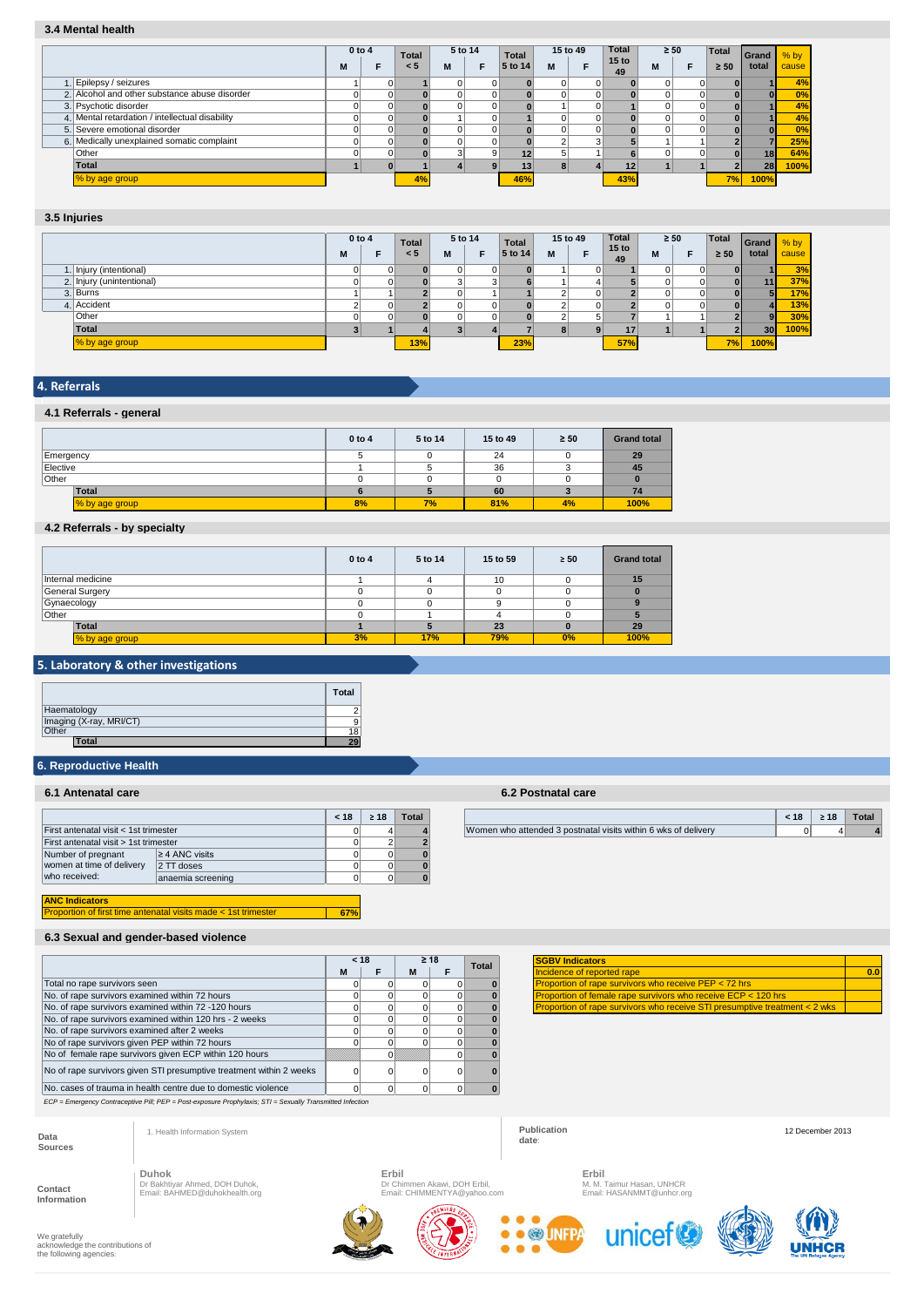### 3.4 Mental health

| | 0 to 4 | | Total | 5 to 14 | | Total | 15 to 49 | | Total | ≥ 50 | | Total | Grand | % by |
|---|---|---|---|---|---|---|---|---|---|---|---|---|---|---|
| | M | F | < 5 | M | F | 5 to 14 | M | F | 15 to 49 | M | F | ≥ 50 | total | cause |
| 1. Epilepsy / seizures | 1 | 0 | 1 | 0 | 0 | 0 | 0 | 0 | 0 | 0 | 0 | 0 | 1 | 4% |
| 2. Alcohol and other substance abuse disorder | 0 | 0 | 0 | 0 | 0 | 0 | 0 | 0 | 0 | 0 | 0 | 0 | 0 | 0% |
| 3. Psychotic disorder | 0 | 0 | 0 | 0 | 0 | 0 | 1 | 0 | 1 | 0 | 0 | 0 | 1 | 4% |
| 4. Mental retardation / intellectual disability | 0 | 0 | 0 | 1 | 0 | 1 | 0 | 0 | 0 | 0 | 0 | 0 | 1 | 4% |
| 5. Severe emotional disorder | 0 | 0 | 0 | 0 | 0 | 0 | 0 | 0 | 0 | 0 | 0 | 0 | 0 | 0% |
| 6. Medically unexplained somatic complaint | 0 | 0 | 0 | 0 | 0 | 0 | 2 | 3 | 5 | 1 | 1 | 2 | 7 | 25% |
| Other | 0 | 0 | 0 | 3 | 9 | 12 | 5 | 1 | 6 | 0 | 0 | 0 | 18 | 64% |
| **Total** | 1 | 0 | 1 | 4 | 9 | 13 | 8 | 4 | 12 | 1 | 1 | 2 | 28 | 100% |
| % by age group | | | 4% | | | 46% | | | 43% | | | 7% | 100% | |

### 3.5 Injuries

| | 0 to 4 | | Total | 5 to 14 | | Total | 15 to 49 | | Total | ≥ 50 | | Total | Grand | % by |
|---|---|---|---|---|---|---|---|---|---|---|---|---|---|---|
| | M | F | < 5 | M | F | 5 to 14 | M | F | 15 to 49 | M | F | ≥ 50 | total | cause |
| 1. Injury (intentional) | 0 | 0 | 0 | 0 | 0 | 0 | 1 | 0 | 1 | 0 | 0 | 0 | 1 | 3% |
| 2. Injury (unintentional) | 0 | 0 | 0 | 3 | 3 | 6 | 1 | 4 | 5 | 0 | 0 | 0 | 11 | 37% |
| 3. Burns | 1 | 1 | 2 | 0 | 1 | 1 | 2 | 0 | 2 | 0 | 0 | 0 | 5 | 17% |
| 4. Accident | 2 | 0 | 2 | 0 | 0 | 0 | 2 | 0 | 2 | 0 | 0 | 0 | 4 | 13% |
| Other | 0 | 0 | 0 | 0 | 0 | 0 | 2 | 5 | 7 | 1 | 1 | 2 | 9 | 30% |
| **Total** | 3 | 1 | 4 | 3 | 4 | 7 | 8 | 9 | 17 | 1 | 1 | 2 | 30 | 100% |
| % by age group | | | 13% | | | 23% | | | 57% | | | 7% | 100% | |

## 4. Referrals

### 4.1 Referrals - general

| | 0 to 4 | 5 to 14 | 15 to 49 | ≥ 50 | Grand total |
|---|---|---|---|---|---|
| Emergency | 5 | 0 | 24 | 0 | 29 |
| Elective | 1 | 5 | 36 | 3 | 45 |
| Other | 0 | 0 | 0 | 0 | 0 |
| **Total** | 6 | 5 | 60 | 3 | 74 |
| % by age group | 8% | 7% | 81% | 4% | 100% |

### 4.2 Referrals - by specialty

| | 0 to 4 | 5 to 14 | 15 to 59 | ≥ 50 | Grand total |
|---|---|---|---|---|---|
| Internal medicine | 1 | 4 | 10 | 0 | 15 |
| General Surgery | 0 | 0 | 0 | 0 | 0 |
| Gynaecology | 0 | 0 | 9 | 0 | 9 |
| Other | 0 | 1 | 4 | 0 | 5 |
| **Total** | 1 | 5 | 23 | 0 | 29 |
| % by age group | 3% | 17% | 79% | 0% | 100% |

## 5. Laboratory & other investigations

| | Total |
|---|---|
| Haematology | 2 |
| Imaging (X-ray, MRI/CT) | 9 |
| Other | 18 |
| **Total** | 29 |

## 6. Reproductive Health

### 6.1 Antenatal care

| | | < 18 | ≥ 18 | Total |
|---|---|---|---|---|
| First antenatal visit < 1st trimester | | 0 | 4 | 4 |
| First antenatal visit > 1st trimester | | 0 | 2 | 2 |
| Number of pregnant women at time of delivery who received: | ≥ 4 ANC visits | 0 | 0 | 0 |
| | 2 TT doses | 0 | 0 | 0 |
| | anaemia screening | 0 | 0 | 0 |

| ANC Indicators | |
|---|---|
| Proportion of first time antenatal visits made < 1st trimester | 67% |

### 6.2 Postnatal care

| | < 18 | ≥ 18 | Total |
|---|---|---|---|
| Women who attended 3 postnatal visits within 6 wks of delivery | 0 | 4 | 4 |

### 6.3 Sexual and gender-based violence

| | < 18 | | ≥ 18 | | Total |
|---|---|---|---|---|---|
| | M | F | M | F | |
| Total no rape survivors seen | 0 | 0 | 0 | 0 | 0 |
| No. of rape survivors examined within 72 hours | 0 | 0 | 0 | 0 | 0 |
| No. of rape survivors examined within 72 -120 hours | 0 | 0 | 0 | 0 | 0 |
| No. of rape survivors examined within 120 hrs - 2 weeks | 0 | 0 | 0 | 0 | 0 |
| No. of rape survivors examined after 2 weeks | 0 | 0 | 0 | 0 | 0 |
| No of rape survivors given PEP within 72 hours | 0 | 0 | 0 | 0 | 0 |
| No of female rape survivors given ECP within 120 hours | | 0 | | 0 | 0 |
| No of rape survivors given STI presumptive treatment within 2 weeks | 0 | 0 | 0 | 0 | 0 |
| No. cases of trauma in health centre due to domestic violence | 0 | 0 | 0 | 0 | 0 |

*ECP = Emergency Contraceptive Pill; PEP = Post-exposure Prophylaxis; STI = Sexually Transmitted Infection*

| SGBV Indicators | |
|---|---|
| Incidence of reported rape | 0.0 |
| Proportion of rape survivors who receive PEP < 72 hrs | |
| Proportion of female rape survivors who receive ECP < 120 hrs | |
| Proportion of rape survivors who receive STI presumptive treatment < 2 wks | |

**Data Sources**
1. Health Information System

**Publication date:** 12 December 2013

**Contact Information**

Duhok
Dr Bakhtiyar Ahmed, DOH Duhok,
Email: BAHMED@duhokhealth.org

Erbil
Dr Chimmen Akawi, DOH Erbil,
Email: CHIMMENTYA@yahoo.com

Erbil
M. M. Taimur Hasan, UNHCR
Email: HASANMMT@unhcr.org

We gratefully acknowledge the contributions of the following agencies: